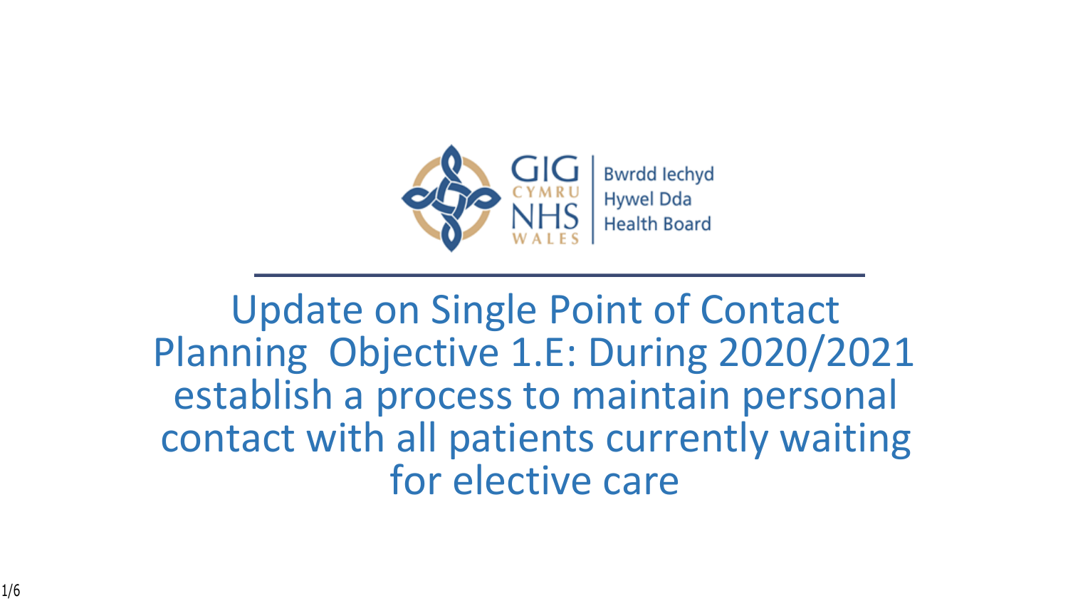GIG CYMRU NHS WALES | Bwrdd Iechyd Hywel Dda Health Board

# Update on Single Point of Contact Planning Objective 1.E: During 2020/2021 establish a process to maintain personal contact with all patients currently waiting for elective care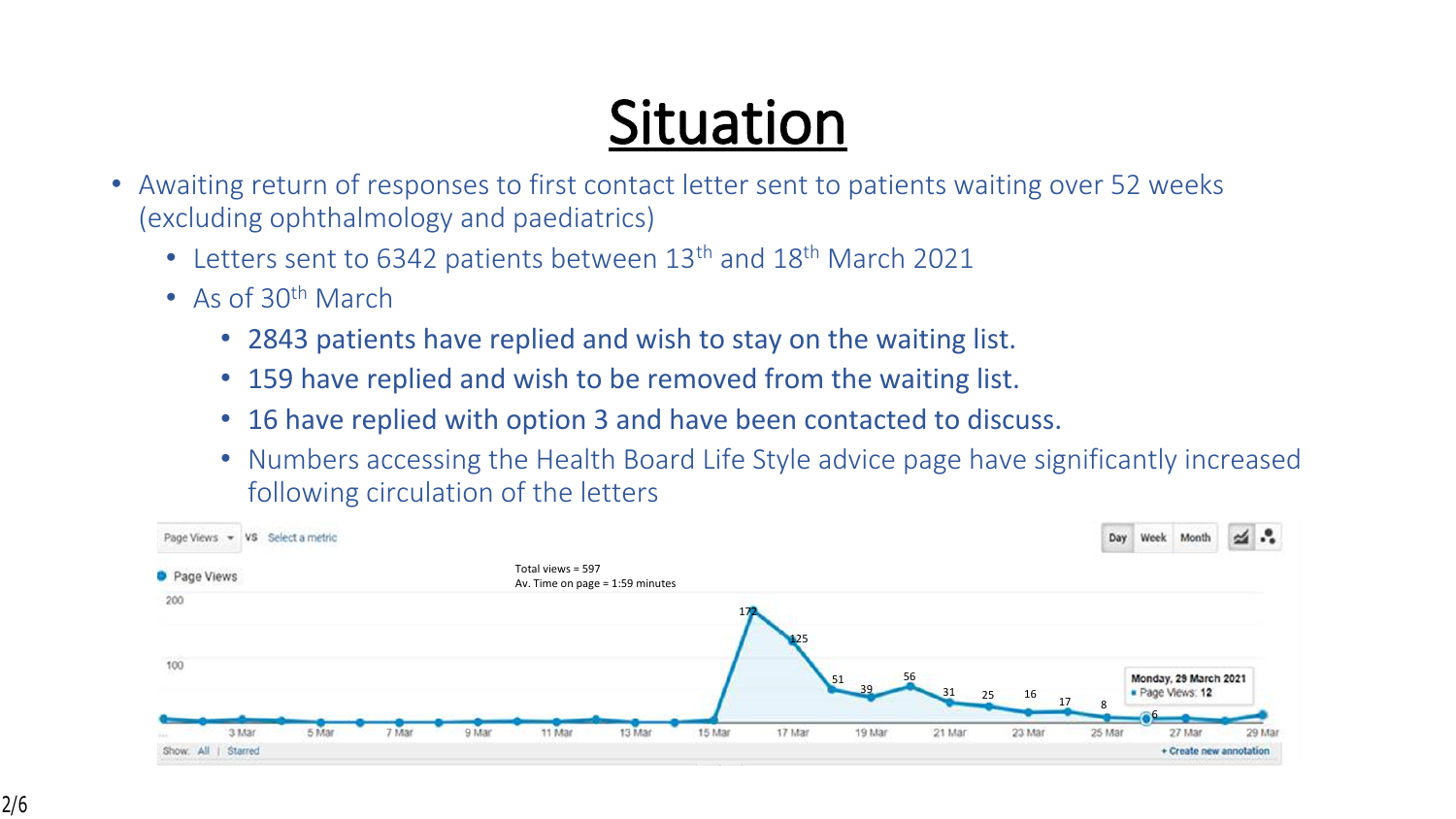# Situation

- Awaiting return of responses to first contact letter sent to patients waiting over 52 weeks (excluding ophthalmology and paediatrics)
  - Letters sent to 6342 patients between 13th and 18th March 2021
  - As of 30th March
    - 2843 patients have replied and wish to stay on the waiting list.
    - 159 have replied and wish to be removed from the waiting list.
    - 16 have replied with option 3 and have been contacted to discuss.
    - Numbers accessing the Health Board Life Style advice page have significantly increased following circulation of the letters

Total views = 597
Av. Time on page = 1:59 minutes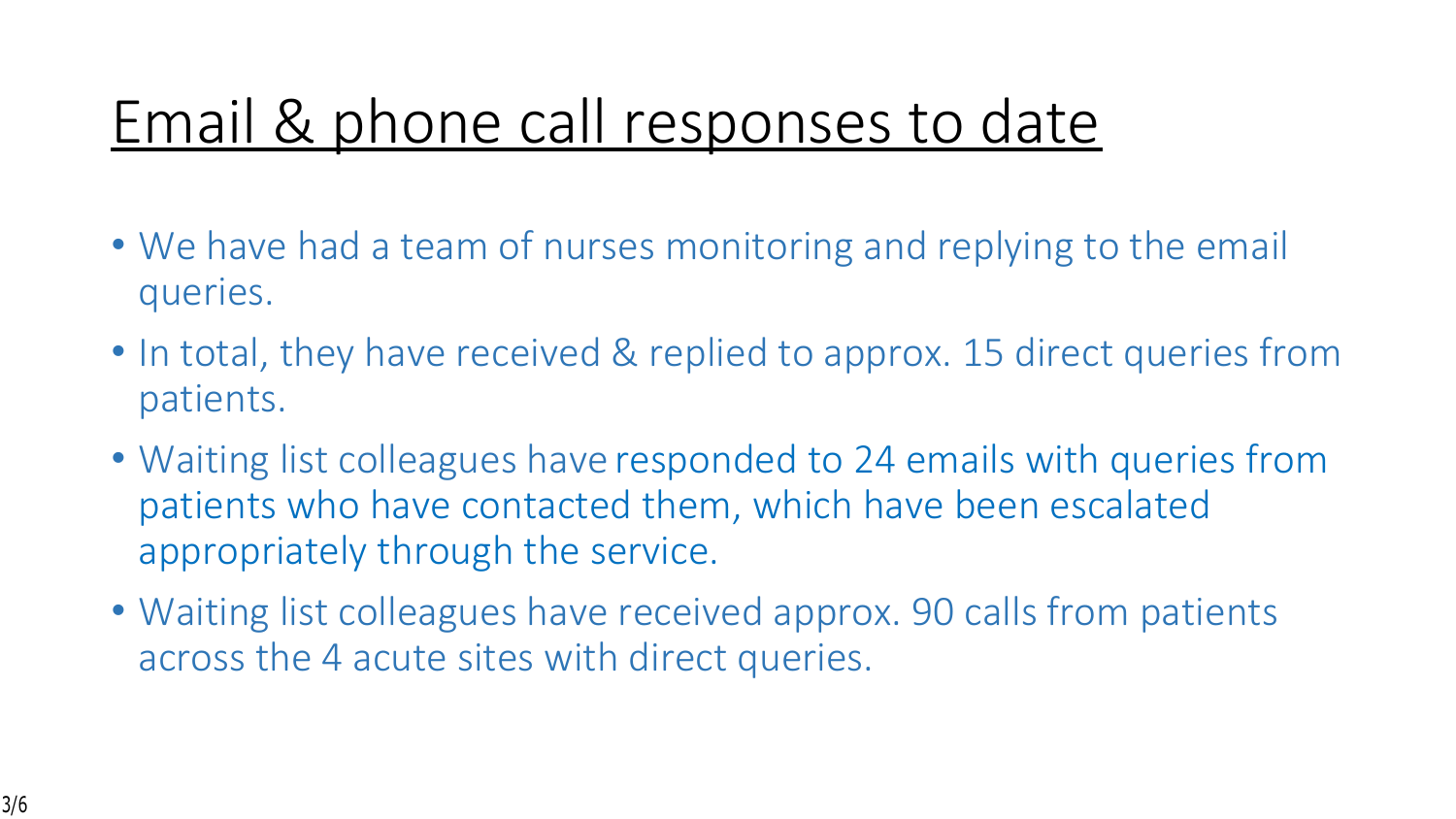# Email & phone call responses to date

- We have had a team of nurses monitoring and replying to the email queries.
- In total, they have received & replied to approx. 15 direct queries from patients.
- Waiting list colleagues have responded to 24 emails with queries from patients who have contacted them, which have been escalated appropriately through the service.
- Waiting list colleagues have received approx. 90 calls from patients across the 4 acute sites with direct queries.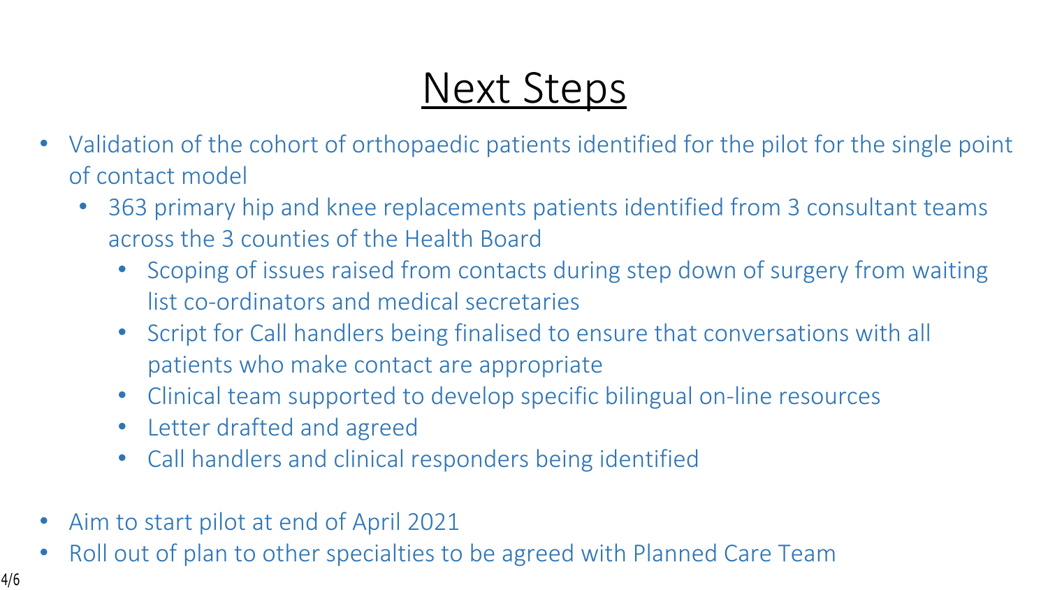# Next Steps

- Validation of the cohort of orthopaedic patients identified for the pilot for the single point of contact model
  - 363 primary hip and knee replacements patients identified from 3 consultant teams across the 3 counties of the Health Board
    - Scoping of issues raised from contacts during step down of surgery from waiting list co-ordinators and medical secretaries
    - Script for Call handlers being finalised to ensure that conversations with all patients who make contact are appropriate
    - Clinical team supported to develop specific bilingual on-line resources
    - Letter drafted and agreed
    - Call handlers and clinical responders being identified

- Aim to start pilot at end of April 2021
- Roll out of plan to other specialties to be agreed with Planned Care Team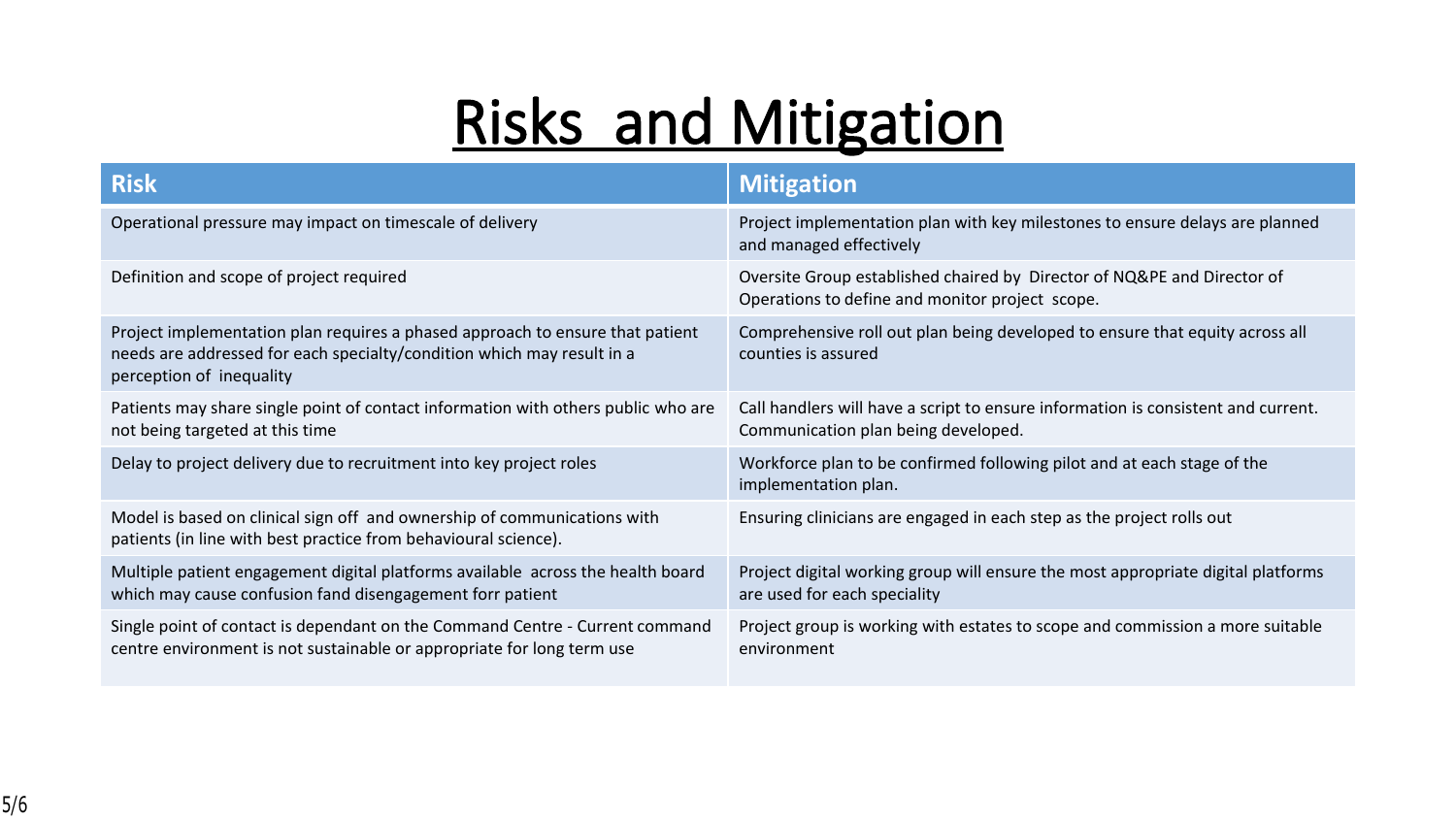# Risks and Mitigation

| Risk | Mitigation |
| --- | --- |
| Operational pressure may impact on timescale of delivery | Project implementation plan with key milestones to ensure delays are planned and managed effectively |
| Definition and scope of project required | Oversite Group established chaired by Director of NQ&PE and Director of Operations to define and monitor project scope. |
| Project implementation plan requires a phased approach to ensure that patient needs are addressed for each specialty/condition which may result in a perception of inequality | Comprehensive roll out plan being developed to ensure that equity across all counties is assured |
| Patients may share single point of contact information with others public who are not being targeted at this time | Call handlers will have a script to ensure information is consistent and current. Communication plan being developed. |
| Delay to project delivery due to recruitment into key project roles | Workforce plan to be confirmed following pilot and at each stage of the implementation plan. |
| Model is based on clinical sign off and ownership of communications with patients (in line with best practice from behavioural science). | Ensuring clinicians are engaged in each step as the project rolls out |
| Multiple patient engagement digital platforms available across the health board which may cause confusion fand disengagement forr patient | Project digital working group will ensure the most appropriate digital platforms are used for each speciality |
| Single point of contact is dependant on the Command Centre - Current command centre environment is not sustainable or appropriate for long term use | Project group is working with estates to scope and commission a more suitable environment |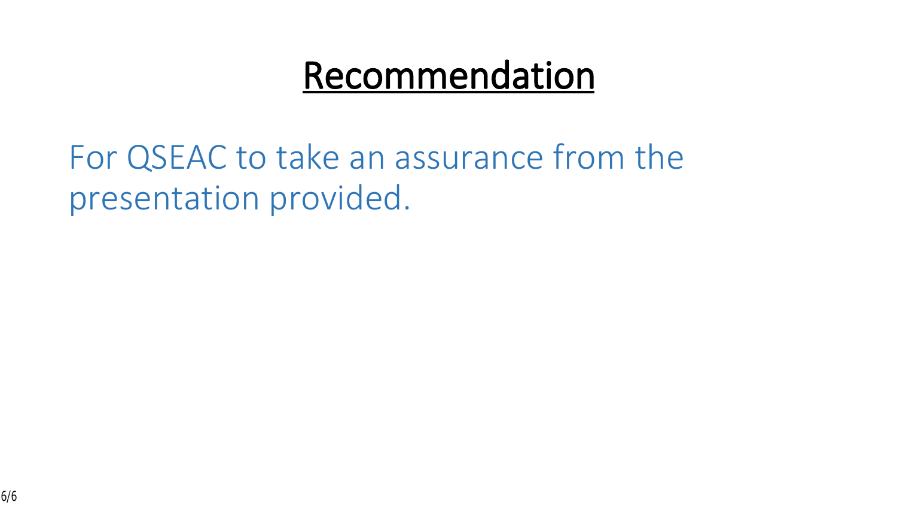# Recommendation

For QSEAC to take an assurance from the presentation provided.